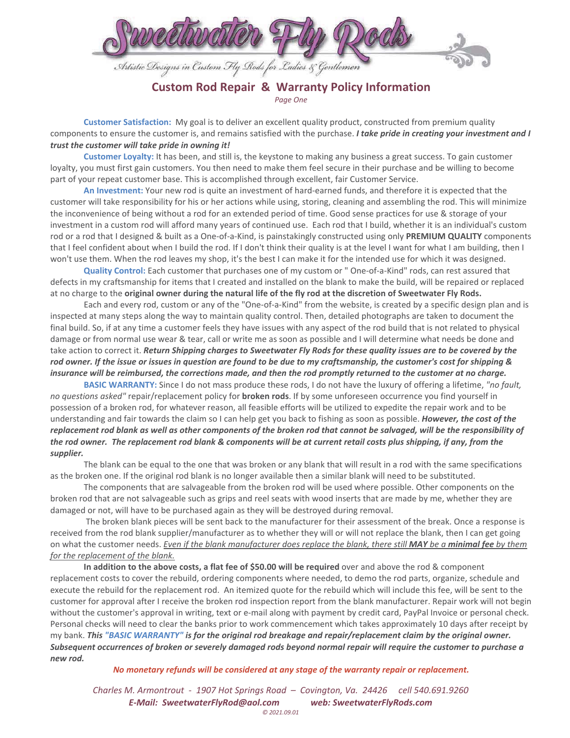# Sweetwater Fly Rods

*Artistic Designs in Custom Fly Rods for Ladies & Gentlemen*

## Custom Rod Repair & Warranty Policy Information

*Page One*

**Customer Satisfaction:** My goal is to deliver an excellent quality product, constructed from premium quality components to ensure the customer is, and remains satisfied with the purchase. ***I take pride in creating your investment and I trust the customer will take pride in owning it!***

**Customer Loyalty:** It has been, and still is, the keystone to making any business a great success. To gain customer loyalty, you must first gain customers. You then need to make them feel secure in their purchase and be willing to become part of your repeat customer base. This is accomplished through excellent, fair Customer Service.

**An Investment:** Your new rod is quite an investment of hard-earned funds, and therefore it is expected that the customer will take responsibility for his or her actions while using, storing, cleaning and assembling the rod. This will minimize the inconvenience of being without a rod for an extended period of time. Good sense practices for use & storage of your investment in a custom rod will afford many years of continued use. Each rod that I build, whether it is an individual's custom rod or a rod that I designed & built as a One-of-a-Kind, is painstakingly constructed using only **PREMIUM QUALITY** components that I feel confident about when I build the rod. If I don't think their quality is at the level I want for what I am building, then I won't use them. When the rod leaves my shop, it's the best I can make it for the intended use for which it was designed.

**Quality Control:** Each customer that purchases one of my custom or " One-of-a-Kind" rods, can rest assured that defects in my craftsmanship for items that I created and installed on the blank to make the build, will be repaired or replaced at no charge to the **original owner during the natural life of the fly rod at the discretion of Sweetwater Fly Rods.**

Each and every rod, custom or any of the "One-of-a-Kind" from the website, is created by a specific design plan and is inspected at many steps along the way to maintain quality control. Then, detailed photographs are taken to document the final build. So, if at any time a customer feels they have issues with any aspect of the rod build that is not related to physical damage or from normal use wear & tear, call or write me as soon as possible and I will determine what needs be done and take action to correct it. ***Return Shipping charges to Sweetwater Fly Rods for these quality issues are to be covered by the rod owner. If the issue or issues in question are found to be due to my craftsmanship, the customer's cost for shipping & insurance will be reimbursed, the corrections made, and then the rod promptly returned to the customer at no charge.***

**BASIC WARRANTY:** Since I do not mass produce these rods, I do not have the luxury of offering a lifetime, *"no fault, no questions asked"* repair/replacement policy for **broken rods**. If by some unforeseen occurrence you find yourself in possession of a broken rod, for whatever reason, all feasible efforts will be utilized to expedite the repair work and to be understanding and fair towards the claim so I can help get you back to fishing as soon as possible. ***However, the cost of the replacement rod blank as well as other components of the broken rod that cannot be salvaged, will be the responsibility of the rod owner. The replacement rod blank & components will be at current retail costs plus shipping, if any, from the supplier.***

The blank can be equal to the one that was broken or any blank that will result in a rod with the same specifications as the broken one. If the original rod blank is no longer available then a similar blank will need to be substituted.

The components that are salvageable from the broken rod will be used where possible. Other components on the broken rod that are not salvageable such as grips and reel seats with wood inserts that are made by me, whether they are damaged or not, will have to be purchased again as they will be destroyed during removal.

The broken blank pieces will be sent back to the manufacturer for their assessment of the break. Once a response is received from the rod blank supplier/manufacturer as to whether they will or will not replace the blank, then I can get going on what the customer needs. *Even if the blank manufacturer does replace the blank, there still **MAY** be a **minimal fee** by them for the replacement of the blank.*

**In addition to the above costs, a flat fee of $50.00 will be required** over and above the rod & component replacement costs to cover the rebuild, ordering components where needed, to demo the rod parts, organize, schedule and execute the rebuild for the replacement rod. An itemized quote for the rebuild which will include this fee, will be sent to the customer for approval after I receive the broken rod inspection report from the blank manufacturer. Repair work will not begin without the customer's approval in writing, text or e-mail along with payment by credit card, PayPal Invoice or personal check. Personal checks will need to clear the banks prior to work commencement which takes approximately 10 days after receipt by my bank. ***This "BASIC WARRANTY" is for the original rod breakage and repair/replacement claim by the original owner. Subsequent occurrences of broken or severely damaged rods beyond normal repair will require the customer to purchase a new rod.***

***No monetary refunds will be considered at any stage of the warranty repair or replacement.***

*Charles M. Armontrout - 1907 Hot Springs Road – Covington, Va. 24426 cell 540.691.9260*
***E-Mail: SweetwaterFlyRod@aol.com web: SweetwaterFlyRods.com***
*© 2021.09.01*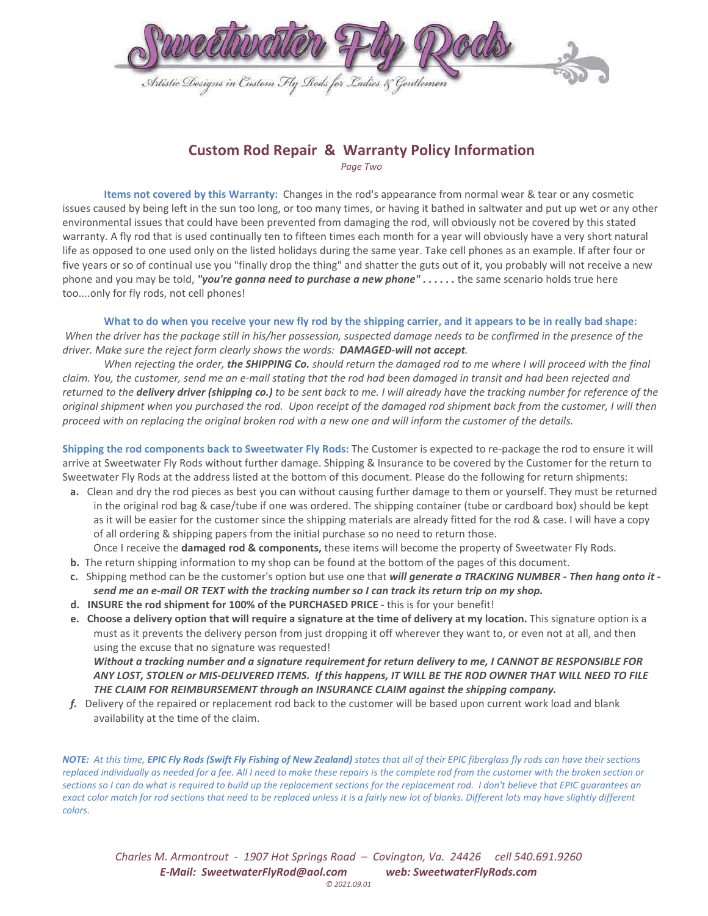# Custom Rod Repair & Warranty Policy Information

*Page Two*

**Items not covered by this Warranty:** Changes in the rod's appearance from normal wear & tear or any cosmetic issues caused by being left in the sun too long, or too many times, or having it bathed in saltwater and put up wet or any other environmental issues that could have been prevented from damaging the rod, will obviously not be covered by this stated warranty. A fly rod that is used continually ten to fifteen times each month for a year will obviously have a very short natural life as opposed to one used only on the listed holidays during the same year. Take cell phones as an example. If after four or five years or so of continual use you "finally drop the thing" and shatter the guts out of it, you probably will not receive a new phone and you may be told, ***"you're gonna need to purchase a new phone" . . . . . .*** the same scenario holds true here too....only for fly rods, not cell phones!

**What to do when you receive your new fly rod by the shipping carrier, and it appears to be in really bad shape:** *When the driver has the package still in his/her possession, suspected damage needs to be confirmed in the presence of the driver. Make sure the reject form clearly shows the words:* ***DAMAGED-will not accept****.*

*When rejecting the order,* ***the SHIPPING Co.*** *should return the damaged rod to me where I will proceed with the final claim. You, the customer, send me an e-mail stating that the rod had been damaged in transit and had been rejected and returned to the* ***delivery driver (shipping co.)*** *to be sent back to me. I will already have the tracking number for reference of the original shipment when you purchased the rod. Upon receipt of the damaged rod shipment back from the customer, I will then proceed with on replacing the original broken rod with a new one and will inform the customer of the details.*

**Shipping the rod components back to Sweetwater Fly Rods:** The Customer is expected to re-package the rod to ensure it will arrive at Sweetwater Fly Rods without further damage. Shipping & Insurance to be covered by the Customer for the return to Sweetwater Fly Rods at the address listed at the bottom of this document. Please do the following for return shipments:

- **a.** Clean and dry the rod pieces as best you can without causing further damage to them or yourself. They must be returned in the original rod bag & case/tube if one was ordered. The shipping container (tube or cardboard box) should be kept as it will be easier for the customer since the shipping materials are already fitted for the rod & case. I will have a copy of all ordering & shipping papers from the initial purchase so no need to return those.
  Once I receive the **damaged rod & components,** these items will become the property of Sweetwater Fly Rods.
- **b.** The return shipping information to my shop can be found at the bottom of the pages of this document.
- **c.** Shipping method can be the customer's option but use one that ***will generate a TRACKING NUMBER - Then hang onto it - send me an e-mail OR TEXT with the tracking number so I can track its return trip on my shop.***
- **d. INSURE the rod shipment for 100% of the PURCHASED PRICE** - this is for your benefit!
- **e. Choose a delivery option that will require a signature at the time of delivery at my location.** This signature option is a must as it prevents the delivery person from just dropping it off wherever they want to, or even not at all, and then using the excuse that no signature was requested!
  ***Without a tracking number and a signature requirement for return delivery to me, I CANNOT BE RESPONSIBLE FOR ANY LOST, STOLEN or MIS-DELIVERED ITEMS. If this happens, IT WILL BE THE ROD OWNER THAT WILL NEED TO FILE THE CLAIM FOR REIMBURSEMENT through an INSURANCE CLAIM against the shipping company.***
- ***f.*** Delivery of the repaired or replacement rod back to the customer will be based upon current work load and blank availability at the time of the claim.

***NOTE:*** *At this time,* ***EPIC Fly Rods (Swift Fly Fishing of New Zealand)*** *states that all of their EPIC fiberglass fly rods can have their sections replaced individually as needed for a fee. All I need to make these repairs is the complete rod from the customer with the broken section or sections so I can do what is required to build up the replacement sections for the replacement rod. I don't believe that EPIC guarantees an exact color match for rod sections that need to be replaced unless it is a fairly new lot of blanks. Different lots may have slightly different colors.*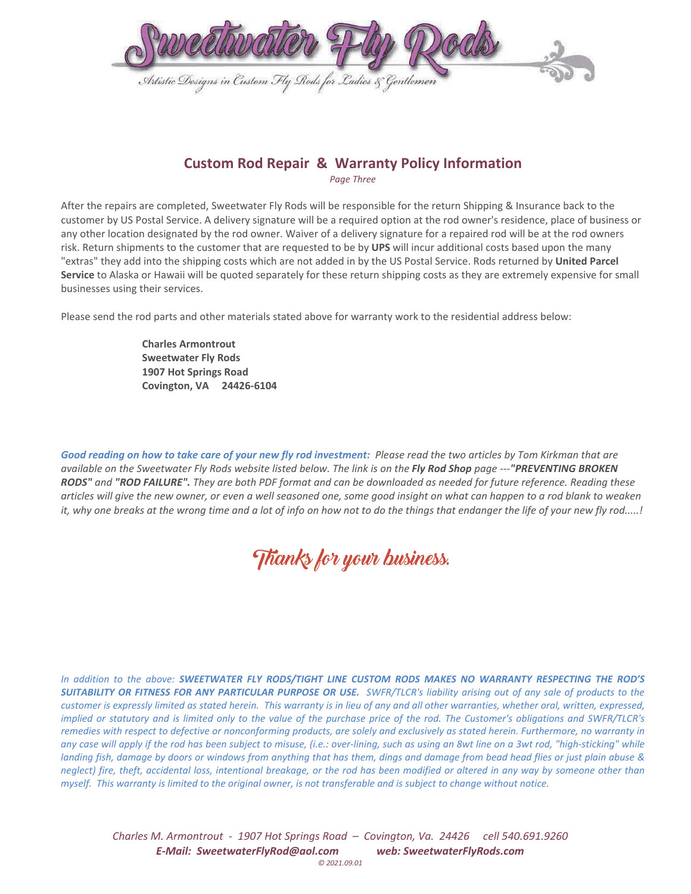Sweetwater Fly Rods

*Artistic Designs in Custom Fly Rods for Ladies & Gentlemen*

## Custom Rod Repair & Warranty Policy Information

*Page Three*

After the repairs are completed, Sweetwater Fly Rods will be responsible for the return Shipping & Insurance back to the customer by US Postal Service. A delivery signature will be a required option at the rod owner's residence, place of business or any other location designated by the rod owner. Waiver of a delivery signature for a repaired rod will be at the rod owners risk. Return shipments to the customer that are requested to be by **UPS** will incur additional costs based upon the many "extras" they add into the shipping costs which are not added in by the US Postal Service. Rods returned by **United Parcel Service** to Alaska or Hawaii will be quoted separately for these return shipping costs as they are extremely expensive for small businesses using their services.

Please send the rod parts and other materials stated above for warranty work to the residential address below:

**Charles Armontrout**
**Sweetwater Fly Rods**
**1907 Hot Springs Road**
**Covington, VA 24426-6104**

***Good reading on how to take care of your new fly rod investment:*** *Please read the two articles by Tom Kirkman that are available on the Sweetwater Fly Rods website listed below. The link is on the* ***Fly Rod Shop*** *page ---****"PREVENTING BROKEN RODS"*** *and* ***"ROD FAILURE".*** *They are both PDF format and can be downloaded as needed for future reference. Reading these articles will give the new owner, or even a well seasoned one, some good insight on what can happen to a rod blank to weaken it, why one breaks at the wrong time and a lot of info on how not to do the things that endanger the life of your new fly rod.....!*

Thanks for your business.

*In addition to the above:* ***SWEETWATER FLY RODS/TIGHT LINE CUSTOM RODS MAKES NO WARRANTY RESPECTING THE ROD'S SUITABILITY OR FITNESS FOR ANY PARTICULAR PURPOSE OR USE.*** *SWFR/TLCR's liability arising out of any sale of products to the customer is expressly limited as stated herein. This warranty is in lieu of any and all other warranties, whether oral, written, expressed, implied or statutory and is limited only to the value of the purchase price of the rod. The Customer's obligations and SWFR/TLCR's remedies with respect to defective or nonconforming products, are solely and exclusively as stated herein. Furthermore, no warranty in any case will apply if the rod has been subject to misuse, (i.e.: over-lining, such as using an 8wt line on a 3wt rod, "high-sticking" while landing fish, damage by doors or windows from anything that has them, dings and damage from bead head flies or just plain abuse & neglect) fire, theft, accidental loss, intentional breakage, or the rod has been modified or altered in any way by someone other than myself. This warranty is limited to the original owner, is not transferable and is subject to change without notice.*

*Charles M. Armontrout - 1907 Hot Springs Road – Covington, Va. 24426 cell 540.691.9260*
***E-Mail: SweetwaterFlyRod@aol.com web: SweetwaterFlyRods.com***
*© 2021.09.01*